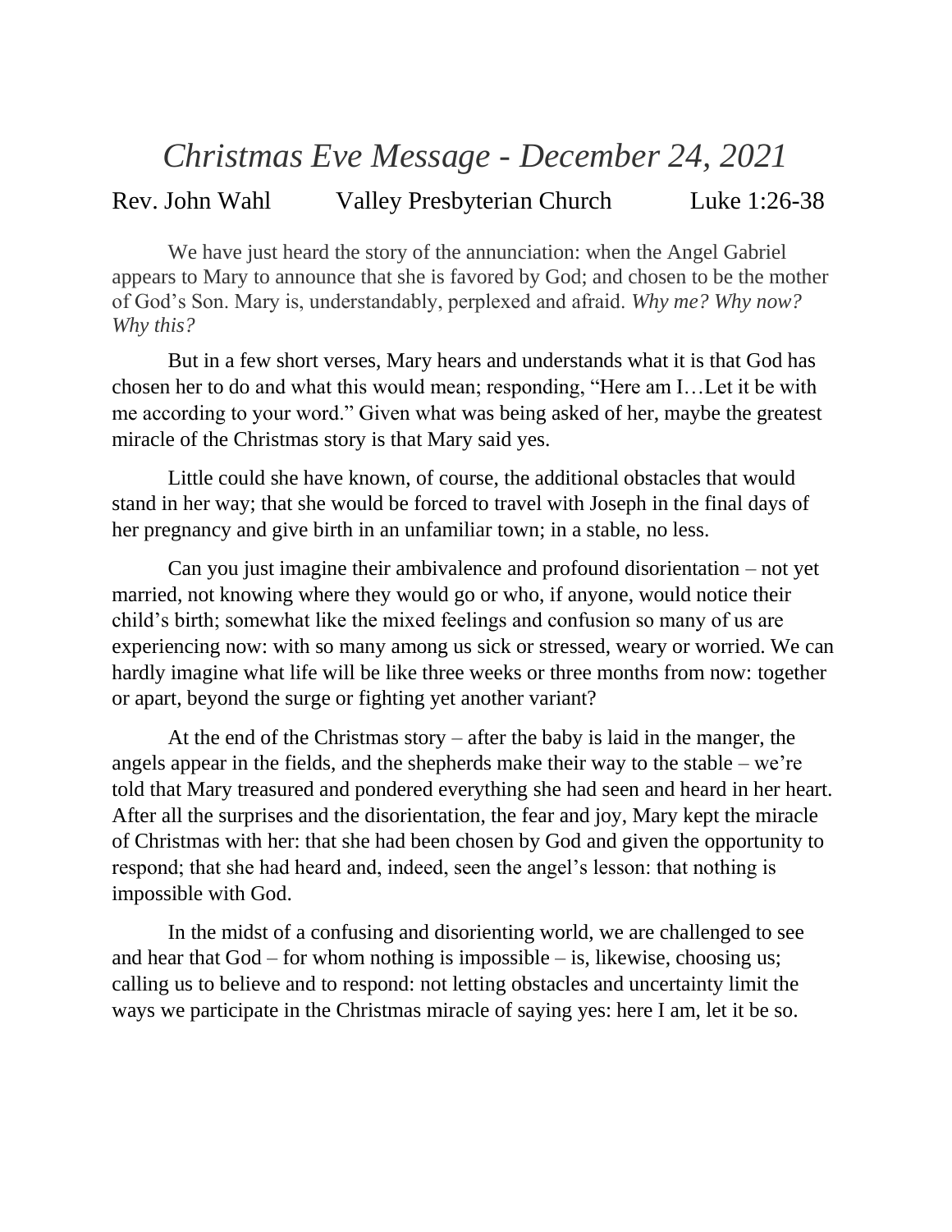# *Christmas Eve Message - December 24, 2021*

Rev. John Wahl Valley Presbyterian Church Luke 1:26-38

We have just heard the story of the annunciation: when the Angel Gabriel appears to Mary to announce that she is favored by God; and chosen to be the mother of God's Son. Mary is, understandably, perplexed and afraid. *Why me? Why now? Why this?*

But in a few short verses, Mary hears and understands what it is that God has chosen her to do and what this would mean; responding, "Here am I…Let it be with me according to your word." Given what was being asked of her, maybe the greatest miracle of the Christmas story is that Mary said yes.

Little could she have known, of course, the additional obstacles that would stand in her way; that she would be forced to travel with Joseph in the final days of her pregnancy and give birth in an unfamiliar town; in a stable, no less.

Can you just imagine their ambivalence and profound disorientation – not yet married, not knowing where they would go or who, if anyone, would notice their child's birth; somewhat like the mixed feelings and confusion so many of us are experiencing now: with so many among us sick or stressed, weary or worried. We can hardly imagine what life will be like three weeks or three months from now: together or apart, beyond the surge or fighting yet another variant?

At the end of the Christmas story – after the baby is laid in the manger, the angels appear in the fields, and the shepherds make their way to the stable – we're told that Mary treasured and pondered everything she had seen and heard in her heart. After all the surprises and the disorientation, the fear and joy, Mary kept the miracle of Christmas with her: that she had been chosen by God and given the opportunity to respond; that she had heard and, indeed, seen the angel's lesson: that nothing is impossible with God.

In the midst of a confusing and disorienting world, we are challenged to see and hear that God – for whom nothing is impossible – is, likewise, choosing us; calling us to believe and to respond: not letting obstacles and uncertainty limit the ways we participate in the Christmas miracle of saying yes: here I am, let it be so.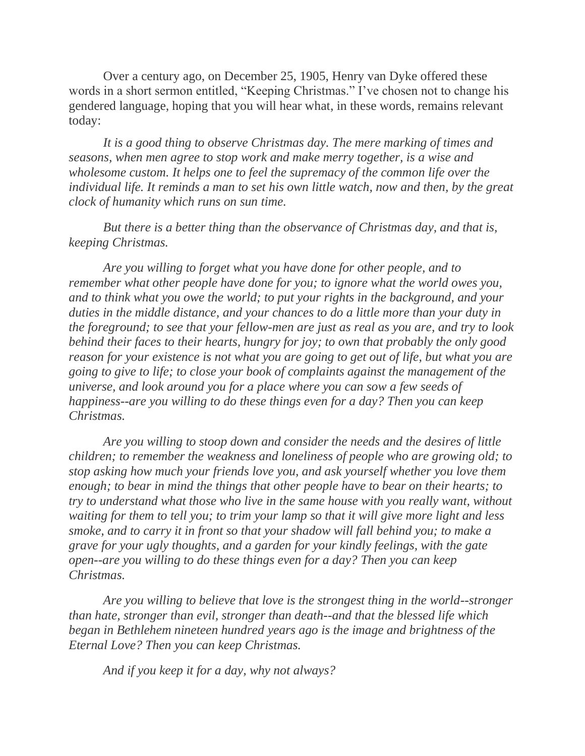Over a century ago, on December 25, 1905, Henry van Dyke offered these words in a short sermon entitled, "Keeping Christmas." I've chosen not to change his gendered language, hoping that you will hear what, in these words, remains relevant today:

*It is a good thing to observe Christmas day. The mere marking of times and seasons, when men agree to stop work and make merry together, is a wise and wholesome custom. It helps one to feel the supremacy of the common life over the individual life. It reminds a man to set his own little watch, now and then, by the great clock of humanity which runs on sun time.*

*But there is a better thing than the observance of Christmas day, and that is, keeping Christmas.*

*Are you willing to forget what you have done for other people, and to remember what other people have done for you; to ignore what the world owes you, and to think what you owe the world; to put your rights in the background, and your duties in the middle distance, and your chances to do a little more than your duty in the foreground; to see that your fellow-men are just as real as you are, and try to look behind their faces to their hearts, hungry for joy; to own that probably the only good reason for your existence is not what you are going to get out of life, but what you are going to give to life; to close your book of complaints against the management of the universe, and look around you for a place where you can sow a few seeds of happiness--are you willing to do these things even for a day? Then you can keep Christmas.*

*Are you willing to stoop down and consider the needs and the desires of little children; to remember the weakness and loneliness of people who are growing old; to stop asking how much your friends love you, and ask yourself whether you love them enough; to bear in mind the things that other people have to bear on their hearts; to try to understand what those who live in the same house with you really want, without waiting for them to tell you; to trim your lamp so that it will give more light and less smoke, and to carry it in front so that your shadow will fall behind you; to make a grave for your ugly thoughts, and a garden for your kindly feelings, with the gate open--are you willing to do these things even for a day? Then you can keep Christmas.*

*Are you willing to believe that love is the strongest thing in the world--stronger than hate, stronger than evil, stronger than death--and that the blessed life which began in Bethlehem nineteen hundred years ago is the image and brightness of the Eternal Love? Then you can keep Christmas.*

*And if you keep it for a day, why not always?*